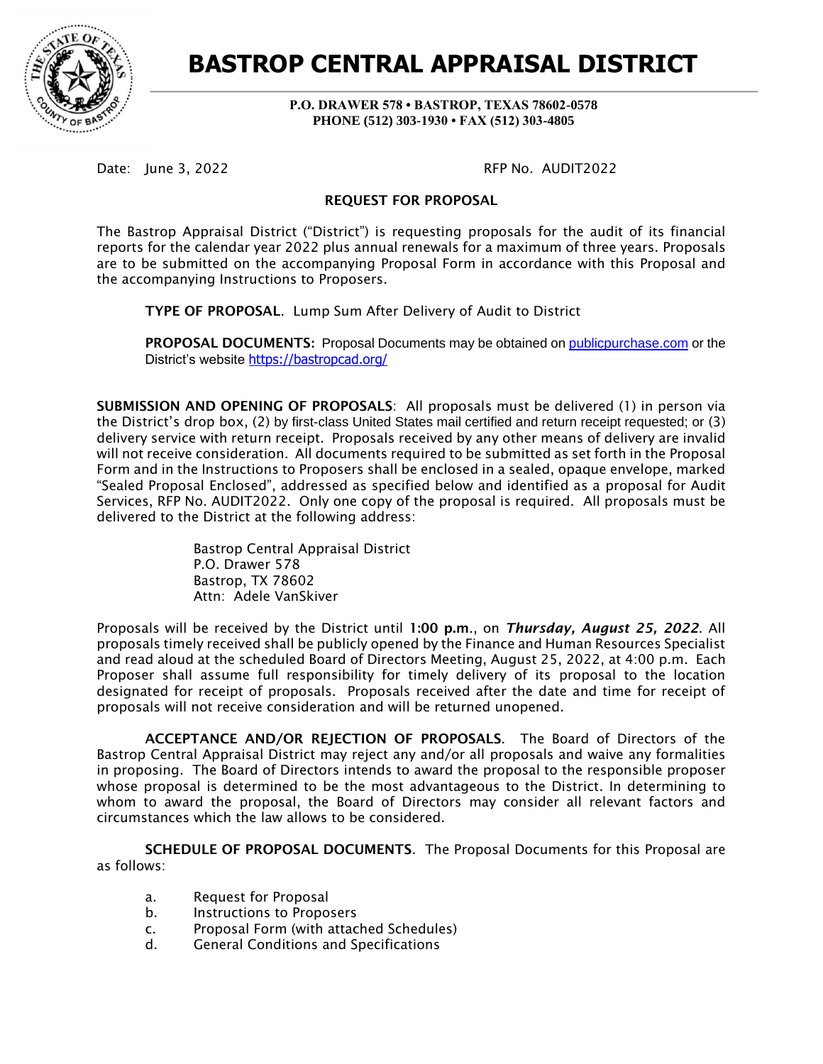# BASTROP CENTRAL APPRAISAL DISTRICT

**P.O. DRAWER 578 • BASTROP, TEXAS 78602-0578**
**PHONE (512) 303-1930 • FAX (512) 303-4805**

Date: June 3, 2022 RFP No. AUDIT2022

## REQUEST FOR PROPOSAL

The Bastrop Appraisal District ("District") is requesting proposals for the audit of its financial reports for the calendar year 2022 plus annual renewals for a maximum of three years. Proposals are to be submitted on the accompanying Proposal Form in accordance with this Proposal and the accompanying Instructions to Proposers.

**TYPE OF PROPOSAL**. Lump Sum After Delivery of Audit to District

**PROPOSAL DOCUMENTS:** Proposal Documents may be obtained on publicpurchase.com or the District's website https://bastropcad.org/

**SUBMISSION AND OPENING OF PROPOSALS**: All proposals must be delivered (1) in person via the District's drop box, (2) by first-class United States mail certified and return receipt requested; or (3) delivery service with return receipt. Proposals received by any other means of delivery are invalid will not receive consideration. All documents required to be submitted as set forth in the Proposal Form and in the Instructions to Proposers shall be enclosed in a sealed, opaque envelope, marked "Sealed Proposal Enclosed", addressed as specified below and identified as a proposal for Audit Services, RFP No. AUDIT2022. Only one copy of the proposal is required. All proposals must be delivered to the District at the following address:

Bastrop Central Appraisal District
P.O. Drawer 578
Bastrop, TX 78602
Attn: Adele VanSkiver

Proposals will be received by the District until **1:00 p.m**., on ***Thursday, August 25, 2022***. All proposals timely received shall be publicly opened by the Finance and Human Resources Specialist and read aloud at the scheduled Board of Directors Meeting, August 25, 2022, at 4:00 p.m. Each Proposer shall assume full responsibility for timely delivery of its proposal to the location designated for receipt of proposals. Proposals received after the date and time for receipt of proposals will not receive consideration and will be returned unopened.

**ACCEPTANCE AND/OR REJECTION OF PROPOSALS**. The Board of Directors of the Bastrop Central Appraisal District may reject any and/or all proposals and waive any formalities in proposing. The Board of Directors intends to award the proposal to the responsible proposer whose proposal is determined to be the most advantageous to the District. In determining to whom to award the proposal, the Board of Directors may consider all relevant factors and circumstances which the law allows to be considered.

**SCHEDULE OF PROPOSAL DOCUMENTS**. The Proposal Documents for this Proposal are as follows:

a. Request for Proposal
b. Instructions to Proposers
c. Proposal Form (with attached Schedules)
d. General Conditions and Specifications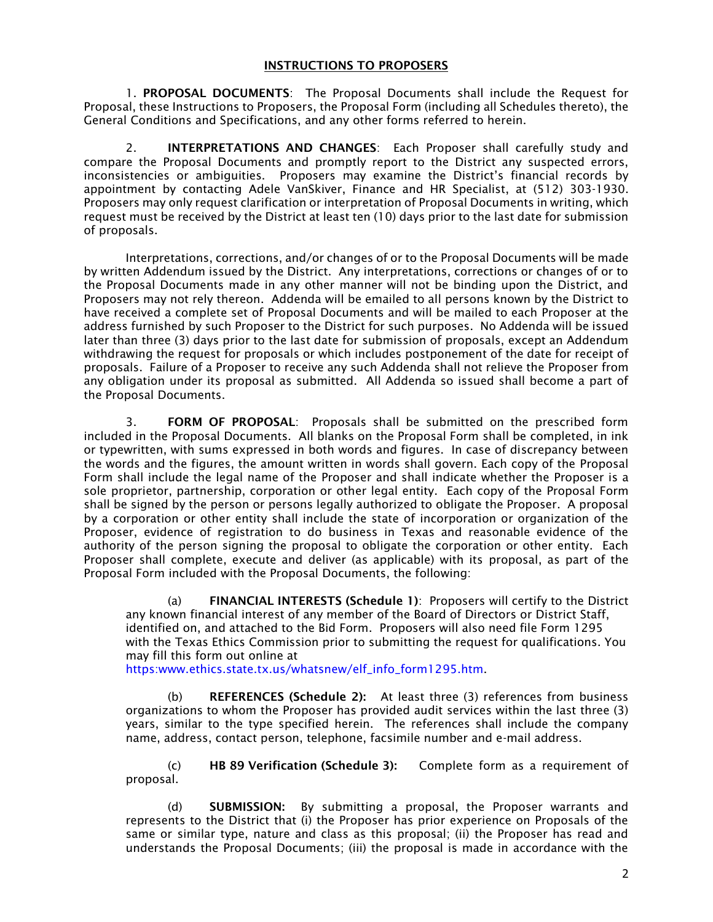## INSTRUCTIONS TO PROPOSERS

1. **PROPOSAL DOCUMENTS**: The Proposal Documents shall include the Request for Proposal, these Instructions to Proposers, the Proposal Form (including all Schedules thereto), the General Conditions and Specifications, and any other forms referred to herein.

2. **INTERPRETATIONS AND CHANGES**: Each Proposer shall carefully study and compare the Proposal Documents and promptly report to the District any suspected errors, inconsistencies or ambiguities. Proposers may examine the District's financial records by appointment by contacting Adele VanSkiver, Finance and HR Specialist, at (512) 303-1930. Proposers may only request clarification or interpretation of Proposal Documents in writing, which request must be received by the District at least ten (10) days prior to the last date for submission of proposals.

Interpretations, corrections, and/or changes of or to the Proposal Documents will be made by written Addendum issued by the District. Any interpretations, corrections or changes of or to the Proposal Documents made in any other manner will not be binding upon the District, and Proposers may not rely thereon. Addenda will be emailed to all persons known by the District to have received a complete set of Proposal Documents and will be mailed to each Proposer at the address furnished by such Proposer to the District for such purposes. No Addenda will be issued later than three (3) days prior to the last date for submission of proposals, except an Addendum withdrawing the request for proposals or which includes postponement of the date for receipt of proposals. Failure of a Proposer to receive any such Addenda shall not relieve the Proposer from any obligation under its proposal as submitted. All Addenda so issued shall become a part of the Proposal Documents.

3. **FORM OF PROPOSAL**: Proposals shall be submitted on the prescribed form included in the Proposal Documents. All blanks on the Proposal Form shall be completed, in ink or typewritten, with sums expressed in both words and figures. In case of discrepancy between the words and the figures, the amount written in words shall govern. Each copy of the Proposal Form shall include the legal name of the Proposer and shall indicate whether the Proposer is a sole proprietor, partnership, corporation or other legal entity. Each copy of the Proposal Form shall be signed by the person or persons legally authorized to obligate the Proposer. A proposal by a corporation or other entity shall include the state of incorporation or organization of the Proposer, evidence of registration to do business in Texas and reasonable evidence of the authority of the person signing the proposal to obligate the corporation or other entity. Each Proposer shall complete, execute and deliver (as applicable) with its proposal, as part of the Proposal Form included with the Proposal Documents, the following:

(a) **FINANCIAL INTERESTS (Schedule 1)**: Proposers will certify to the District any known financial interest of any member of the Board of Directors or District Staff, identified on, and attached to the Bid Form. Proposers will also need file Form 1295 with the Texas Ethics Commission prior to submitting the request for qualifications. You may fill this form out online at https:www.ethics.state.tx.us/whatsnew/elf_info_form1295.htm.

(b) **REFERENCES (Schedule 2):** At least three (3) references from business organizations to whom the Proposer has provided audit services within the last three (3) years, similar to the type specified herein. The references shall include the company name, address, contact person, telephone, facsimile number and e-mail address.

(c) **HB 89 Verification (Schedule 3):** Complete form as a requirement of proposal.

(d) **SUBMISSION:** By submitting a proposal, the Proposer warrants and represents to the District that (i) the Proposer has prior experience on Proposals of the same or similar type, nature and class as this proposal; (ii) the Proposer has read and understands the Proposal Documents; (iii) the proposal is made in accordance with the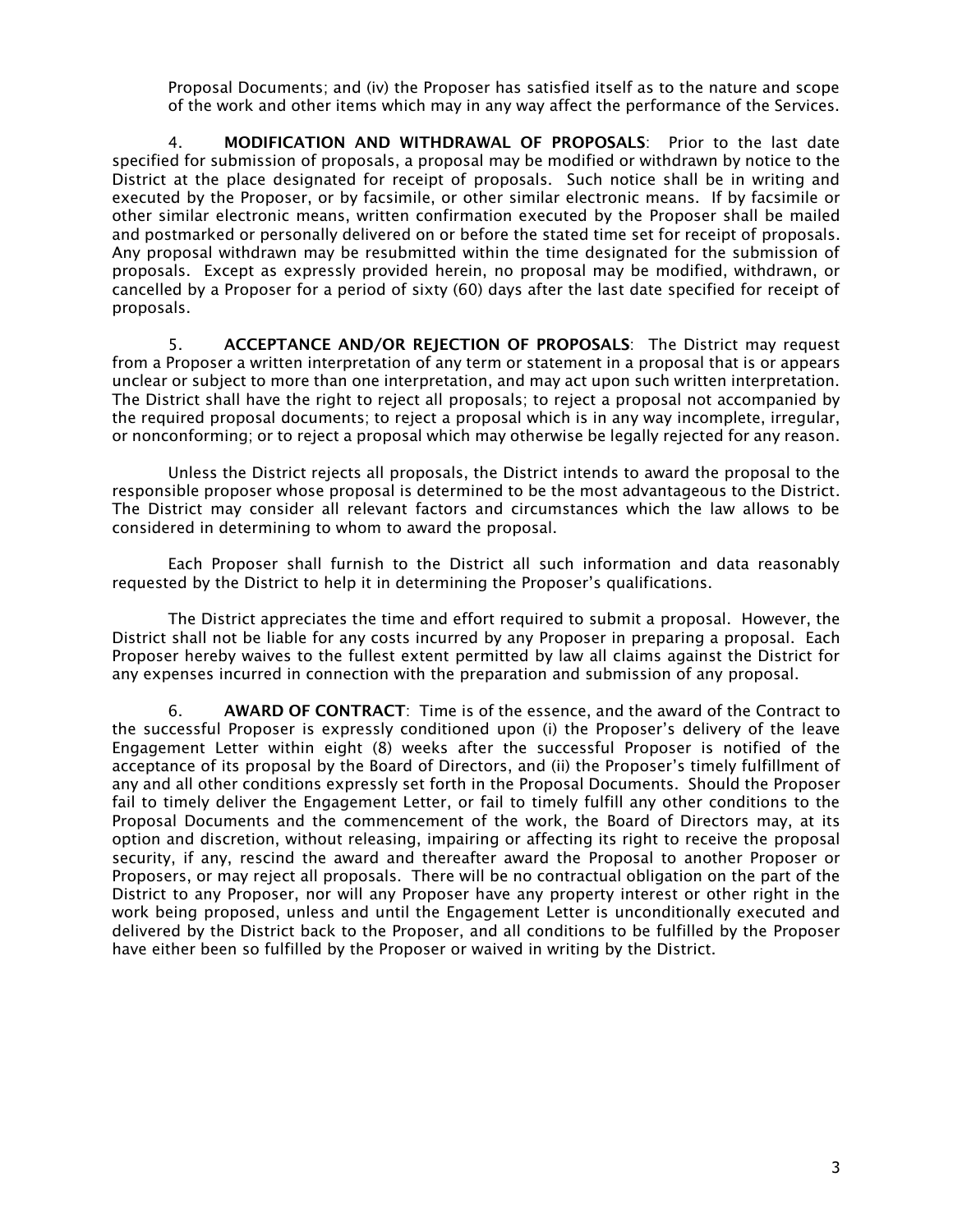Proposal Documents; and (iv) the Proposer has satisfied itself as to the nature and scope of the work and other items which may in any way affect the performance of the Services.

4. **MODIFICATION AND WITHDRAWAL OF PROPOSALS**: Prior to the last date specified for submission of proposals, a proposal may be modified or withdrawn by notice to the District at the place designated for receipt of proposals. Such notice shall be in writing and executed by the Proposer, or by facsimile, or other similar electronic means. If by facsimile or other similar electronic means, written confirmation executed by the Proposer shall be mailed and postmarked or personally delivered on or before the stated time set for receipt of proposals. Any proposal withdrawn may be resubmitted within the time designated for the submission of proposals. Except as expressly provided herein, no proposal may be modified, withdrawn, or cancelled by a Proposer for a period of sixty (60) days after the last date specified for receipt of proposals.

5. **ACCEPTANCE AND/OR REJECTION OF PROPOSALS**: The District may request from a Proposer a written interpretation of any term or statement in a proposal that is or appears unclear or subject to more than one interpretation, and may act upon such written interpretation. The District shall have the right to reject all proposals; to reject a proposal not accompanied by the required proposal documents; to reject a proposal which is in any way incomplete, irregular, or nonconforming; or to reject a proposal which may otherwise be legally rejected for any reason.

Unless the District rejects all proposals, the District intends to award the proposal to the responsible proposer whose proposal is determined to be the most advantageous to the District. The District may consider all relevant factors and circumstances which the law allows to be considered in determining to whom to award the proposal.

Each Proposer shall furnish to the District all such information and data reasonably requested by the District to help it in determining the Proposer's qualifications.

The District appreciates the time and effort required to submit a proposal. However, the District shall not be liable for any costs incurred by any Proposer in preparing a proposal. Each Proposer hereby waives to the fullest extent permitted by law all claims against the District for any expenses incurred in connection with the preparation and submission of any proposal.

6. **AWARD OF CONTRACT**: Time is of the essence, and the award of the Contract to the successful Proposer is expressly conditioned upon (i) the Proposer's delivery of the leave Engagement Letter within eight (8) weeks after the successful Proposer is notified of the acceptance of its proposal by the Board of Directors, and (ii) the Proposer's timely fulfillment of any and all other conditions expressly set forth in the Proposal Documents. Should the Proposer fail to timely deliver the Engagement Letter, or fail to timely fulfill any other conditions to the Proposal Documents and the commencement of the work, the Board of Directors may, at its option and discretion, without releasing, impairing or affecting its right to receive the proposal security, if any, rescind the award and thereafter award the Proposal to another Proposer or Proposers, or may reject all proposals. There will be no contractual obligation on the part of the District to any Proposer, nor will any Proposer have any property interest or other right in the work being proposed, unless and until the Engagement Letter is unconditionally executed and delivered by the District back to the Proposer, and all conditions to be fulfilled by the Proposer have either been so fulfilled by the Proposer or waived in writing by the District.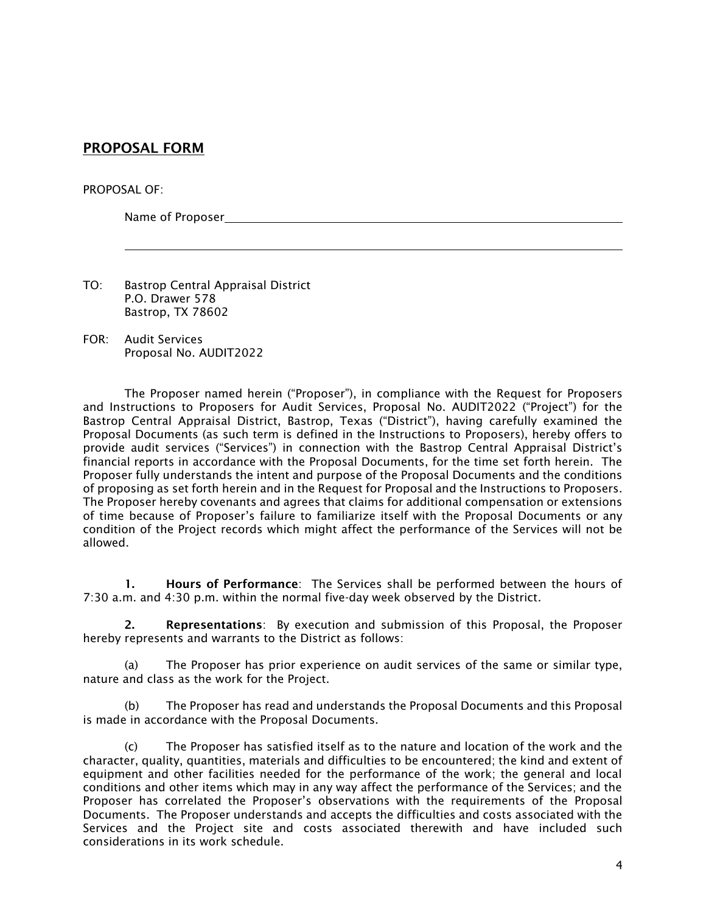## PROPOSAL FORM

PROPOSAL OF:

Name of Proposer\_\_\_\_\_\_\_\_\_\_\_\_\_\_\_\_\_\_\_\_\_\_\_\_\_\_\_\_\_\_\_\_\_\_\_\_\_\_\_\_\_\_\_\_\_\_\_\_\_\_\_\_\_\_\_\_

\_\_\_\_\_\_\_\_\_\_\_\_\_\_\_\_\_\_\_\_\_\_\_\_\_\_\_\_\_\_\_\_\_\_\_\_\_\_\_\_\_\_\_\_\_\_\_\_\_\_\_\_\_\_\_\_\_\_\_\_\_\_\_\_\_\_\_\_

TO: Bastrop Central Appraisal District
P.O. Drawer 578
Bastrop, TX 78602

FOR: Audit Services
Proposal No. AUDIT2022

The Proposer named herein ("Proposer"), in compliance with the Request for Proposers and Instructions to Proposers for Audit Services, Proposal No. AUDIT2022 ("Project") for the Bastrop Central Appraisal District, Bastrop, Texas ("District"), having carefully examined the Proposal Documents (as such term is defined in the Instructions to Proposers), hereby offers to provide audit services ("Services") in connection with the Bastrop Central Appraisal District's financial reports in accordance with the Proposal Documents, for the time set forth herein. The Proposer fully understands the intent and purpose of the Proposal Documents and the conditions of proposing as set forth herein and in the Request for Proposal and the Instructions to Proposers. The Proposer hereby covenants and agrees that claims for additional compensation or extensions of time because of Proposer's failure to familiarize itself with the Proposal Documents or any condition of the Project records which might affect the performance of the Services will not be allowed.

**1. Hours of Performance**: The Services shall be performed between the hours of 7:30 a.m. and 4:30 p.m. within the normal five-day week observed by the District.

**2. Representations**: By execution and submission of this Proposal, the Proposer hereby represents and warrants to the District as follows:

(a) The Proposer has prior experience on audit services of the same or similar type, nature and class as the work for the Project.

(b) The Proposer has read and understands the Proposal Documents and this Proposal is made in accordance with the Proposal Documents.

(c) The Proposer has satisfied itself as to the nature and location of the work and the character, quality, quantities, materials and difficulties to be encountered; the kind and extent of equipment and other facilities needed for the performance of the work; the general and local conditions and other items which may in any way affect the performance of the Services; and the Proposer has correlated the Proposer's observations with the requirements of the Proposal Documents. The Proposer understands and accepts the difficulties and costs associated with the Services and the Project site and costs associated therewith and have included such considerations in its work schedule.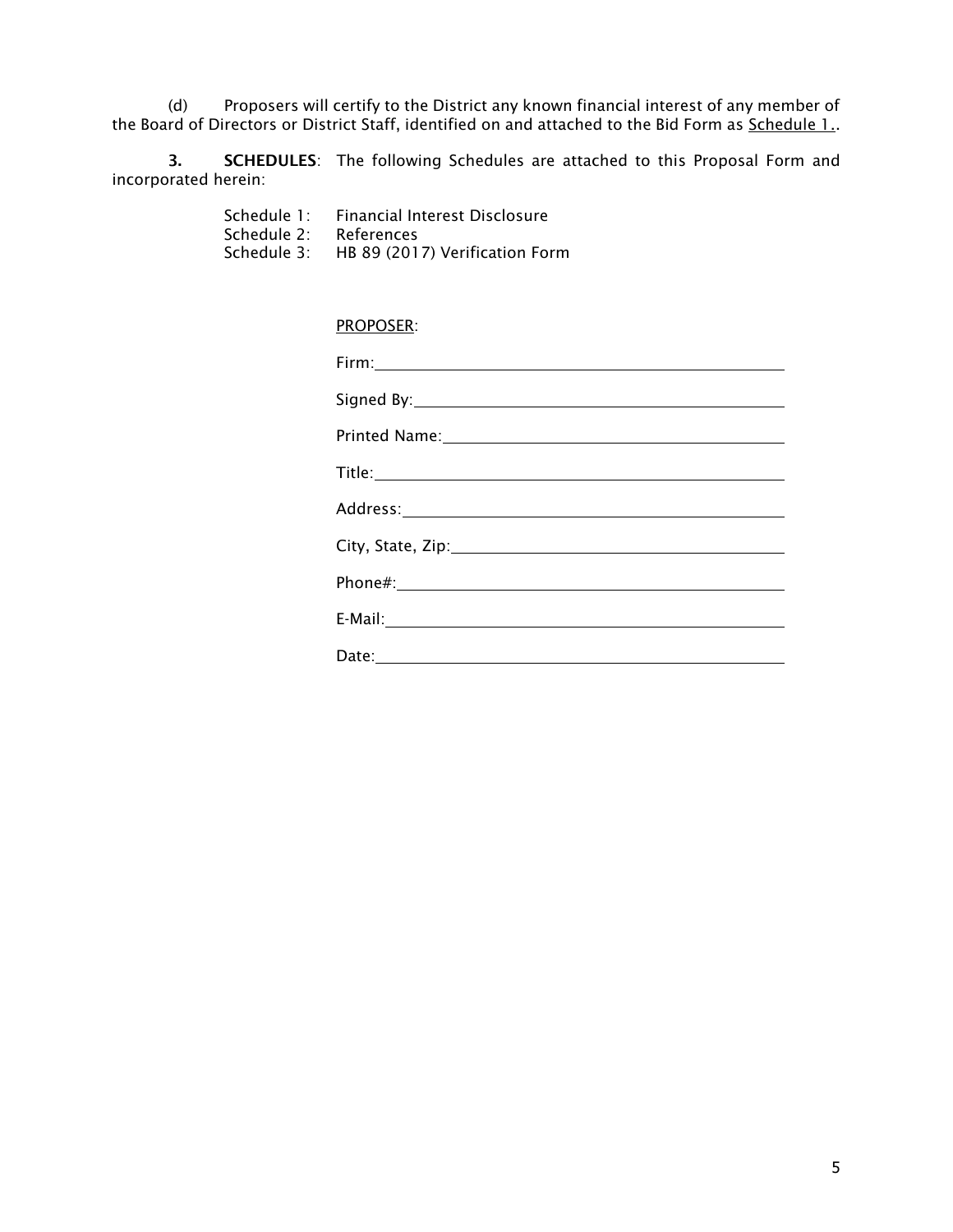(d) Proposers will certify to the District any known financial interest of any member of the Board of Directors or District Staff, identified on and attached to the Bid Form as Schedule 1..

**3. SCHEDULES**: The following Schedules are attached to this Proposal Form and incorporated herein:

Schedule 1: Financial Interest Disclosure
Schedule 2: References
Schedule 3: HB 89 (2017) Verification Form

PROPOSER:

Firm: ______________________________

Signed By: ______________________________

Printed Name: ______________________________

Title: ______________________________

Address: ______________________________

City, State, Zip: ______________________________

Phone#: ______________________________

E-Mail: ______________________________

Date: ______________________________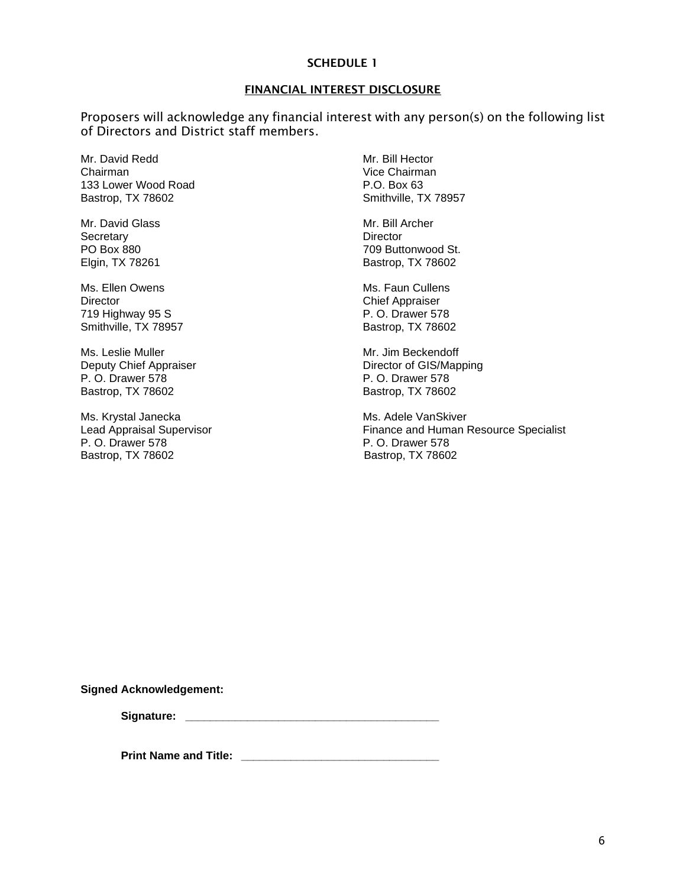## SCHEDULE 1

## FINANCIAL INTEREST DISCLOSURE

Proposers will acknowledge any financial interest with any person(s) on the following list of Directors and District staff members.

Mr. David Redd
Chairman
133 Lower Wood Road
Bastrop, TX 78602

Mr. Bill Hector
Vice Chairman
P.O. Box 63
Smithville, TX 78957

Mr. David Glass
Secretary
PO Box 880
Elgin, TX 78261

Mr. Bill Archer
Director
709 Buttonwood St.
Bastrop, TX 78602

Ms. Ellen Owens
Director
719 Highway 95 S
Smithville, TX 78957

Ms. Faun Cullens
Chief Appraiser
P. O. Drawer 578
Bastrop, TX 78602

Ms. Leslie Muller
Deputy Chief Appraiser
P. O. Drawer 578
Bastrop, TX 78602

Mr. Jim Beckendoff
Director of GIS/Mapping
P. O. Drawer 578
Bastrop, TX 78602

Ms. Krystal Janecka
Lead Appraisal Supervisor
P. O. Drawer 578
Bastrop, TX 78602

Ms. Adele VanSkiver
Finance and Human Resource Specialist
P. O. Drawer 578
Bastrop, TX 78602

**Signed Acknowledgement:**

**Signature:** ________________________________________

**Print Name and Title:** ________________________________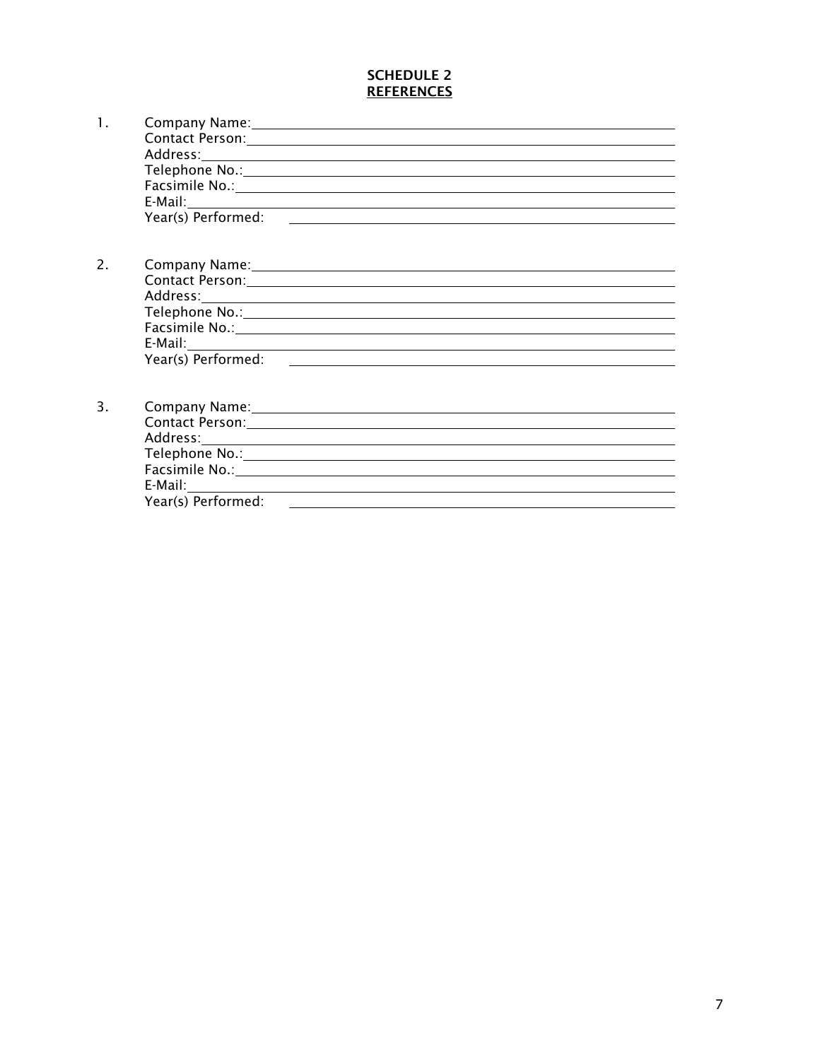## SCHEDULE 2
## <u>REFERENCES</u>

1. Company Name: \_\_\_\_\_\_\_\_\_\_\_\_\_\_\_\_\_\_\_\_\_\_\_\_\_\_\_\_\_\_\_\_\_\_\_\_\_\_\_\_
   Contact Person: \_\_\_\_\_\_\_\_\_\_\_\_\_\_\_\_\_\_\_\_\_\_\_\_\_\_\_\_\_\_\_\_\_\_\_\_\_\_\_\_
   Address: \_\_\_\_\_\_\_\_\_\_\_\_\_\_\_\_\_\_\_\_\_\_\_\_\_\_\_\_\_\_\_\_\_\_\_\_\_\_\_\_
   Telephone No.: \_\_\_\_\_\_\_\_\_\_\_\_\_\_\_\_\_\_\_\_\_\_\_\_\_\_\_\_\_\_\_\_\_\_\_\_\_\_\_\_
   Facsimile No.: \_\_\_\_\_\_\_\_\_\_\_\_\_\_\_\_\_\_\_\_\_\_\_\_\_\_\_\_\_\_\_\_\_\_\_\_\_\_\_\_
   E-Mail: \_\_\_\_\_\_\_\_\_\_\_\_\_\_\_\_\_\_\_\_\_\_\_\_\_\_\_\_\_\_\_\_\_\_\_\_\_\_\_\_
   Year(s) Performed: \_\_\_\_\_\_\_\_\_\_\_\_\_\_\_\_\_\_\_\_\_\_\_\_\_\_\_\_\_\_\_\_\_\_\_\_\_\_\_\_

2. Company Name: \_\_\_\_\_\_\_\_\_\_\_\_\_\_\_\_\_\_\_\_\_\_\_\_\_\_\_\_\_\_\_\_\_\_\_\_\_\_\_\_
   Contact Person: \_\_\_\_\_\_\_\_\_\_\_\_\_\_\_\_\_\_\_\_\_\_\_\_\_\_\_\_\_\_\_\_\_\_\_\_\_\_\_\_
   Address: \_\_\_\_\_\_\_\_\_\_\_\_\_\_\_\_\_\_\_\_\_\_\_\_\_\_\_\_\_\_\_\_\_\_\_\_\_\_\_\_
   Telephone No.: \_\_\_\_\_\_\_\_\_\_\_\_\_\_\_\_\_\_\_\_\_\_\_\_\_\_\_\_\_\_\_\_\_\_\_\_\_\_\_\_
   Facsimile No.: \_\_\_\_\_\_\_\_\_\_\_\_\_\_\_\_\_\_\_\_\_\_\_\_\_\_\_\_\_\_\_\_\_\_\_\_\_\_\_\_
   E-Mail: \_\_\_\_\_\_\_\_\_\_\_\_\_\_\_\_\_\_\_\_\_\_\_\_\_\_\_\_\_\_\_\_\_\_\_\_\_\_\_\_
   Year(s) Performed: \_\_\_\_\_\_\_\_\_\_\_\_\_\_\_\_\_\_\_\_\_\_\_\_\_\_\_\_\_\_\_\_\_\_\_\_\_\_\_\_

3. Company Name: \_\_\_\_\_\_\_\_\_\_\_\_\_\_\_\_\_\_\_\_\_\_\_\_\_\_\_\_\_\_\_\_\_\_\_\_\_\_\_\_
   Contact Person: \_\_\_\_\_\_\_\_\_\_\_\_\_\_\_\_\_\_\_\_\_\_\_\_\_\_\_\_\_\_\_\_\_\_\_\_\_\_\_\_
   Address: \_\_\_\_\_\_\_\_\_\_\_\_\_\_\_\_\_\_\_\_\_\_\_\_\_\_\_\_\_\_\_\_\_\_\_\_\_\_\_\_
   Telephone No.: \_\_\_\_\_\_\_\_\_\_\_\_\_\_\_\_\_\_\_\_\_\_\_\_\_\_\_\_\_\_\_\_\_\_\_\_\_\_\_\_
   Facsimile No.: \_\_\_\_\_\_\_\_\_\_\_\_\_\_\_\_\_\_\_\_\_\_\_\_\_\_\_\_\_\_\_\_\_\_\_\_\_\_\_\_
   E-Mail: \_\_\_\_\_\_\_\_\_\_\_\_\_\_\_\_\_\_\_\_\_\_\_\_\_\_\_\_\_\_\_\_\_\_\_\_\_\_\_\_
   Year(s) Performed: \_\_\_\_\_\_\_\_\_\_\_\_\_\_\_\_\_\_\_\_\_\_\_\_\_\_\_\_\_\_\_\_\_\_\_\_\_\_\_\_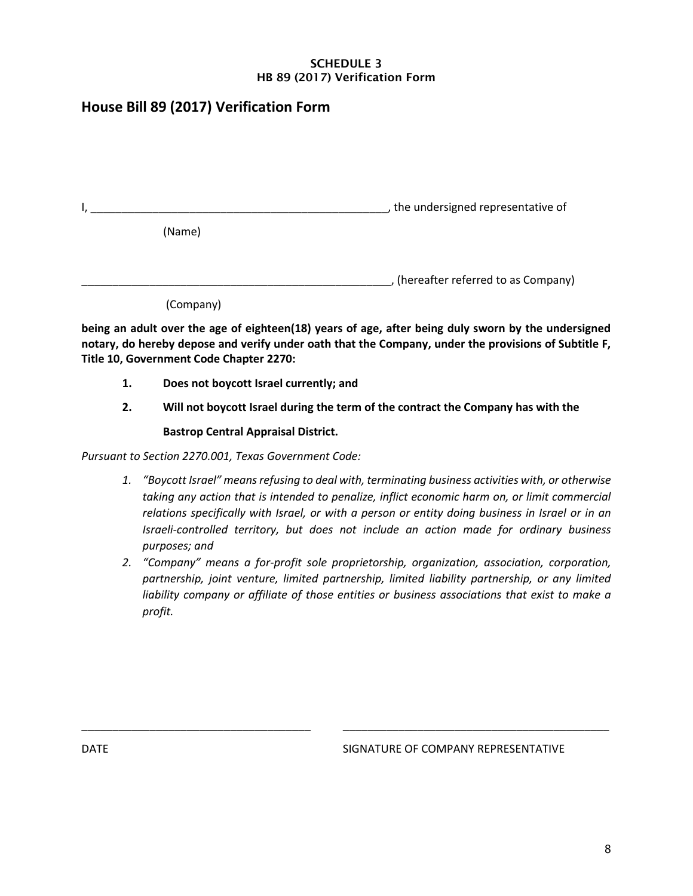**SCHEDULE 3**
**HB 89 (2017) Verification Form**

## House Bill 89 (2017) Verification Form

I, ________________________________________________, the undersigned representative of

(Name)

___________________________________________________, (hereafter referred to as Company)

(Company)

**being an adult over the age of eighteen(18) years of age, after being duly sworn by the undersigned notary, do hereby depose and verify under oath that the Company, under the provisions of Subtitle F, Title 10, Government Code Chapter 2270:**

1. **Does not boycott Israel currently; and**
2. **Will not boycott Israel during the term of the contract the Company has with the Bastrop Central Appraisal District.**

*Pursuant to Section 2270.001, Texas Government Code:*

1. *"Boycott Israel" means refusing to deal with, terminating business activities with, or otherwise taking any action that is intended to penalize, inflict economic harm on, or limit commercial relations specifically with Israel, or with a person or entity doing business in Israel or in an Israeli-controlled territory, but does not include an action made for ordinary business purposes; and*
2. *"Company" means a for-profit sole proprietorship, organization, association, corporation, partnership, joint venture, limited partnership, limited liability partnership, or any limited liability company or affiliate of those entities or business associations that exist to make a profit.*

_____________________________________ _____________________________________________

DATE SIGNATURE OF COMPANY REPRESENTATIVE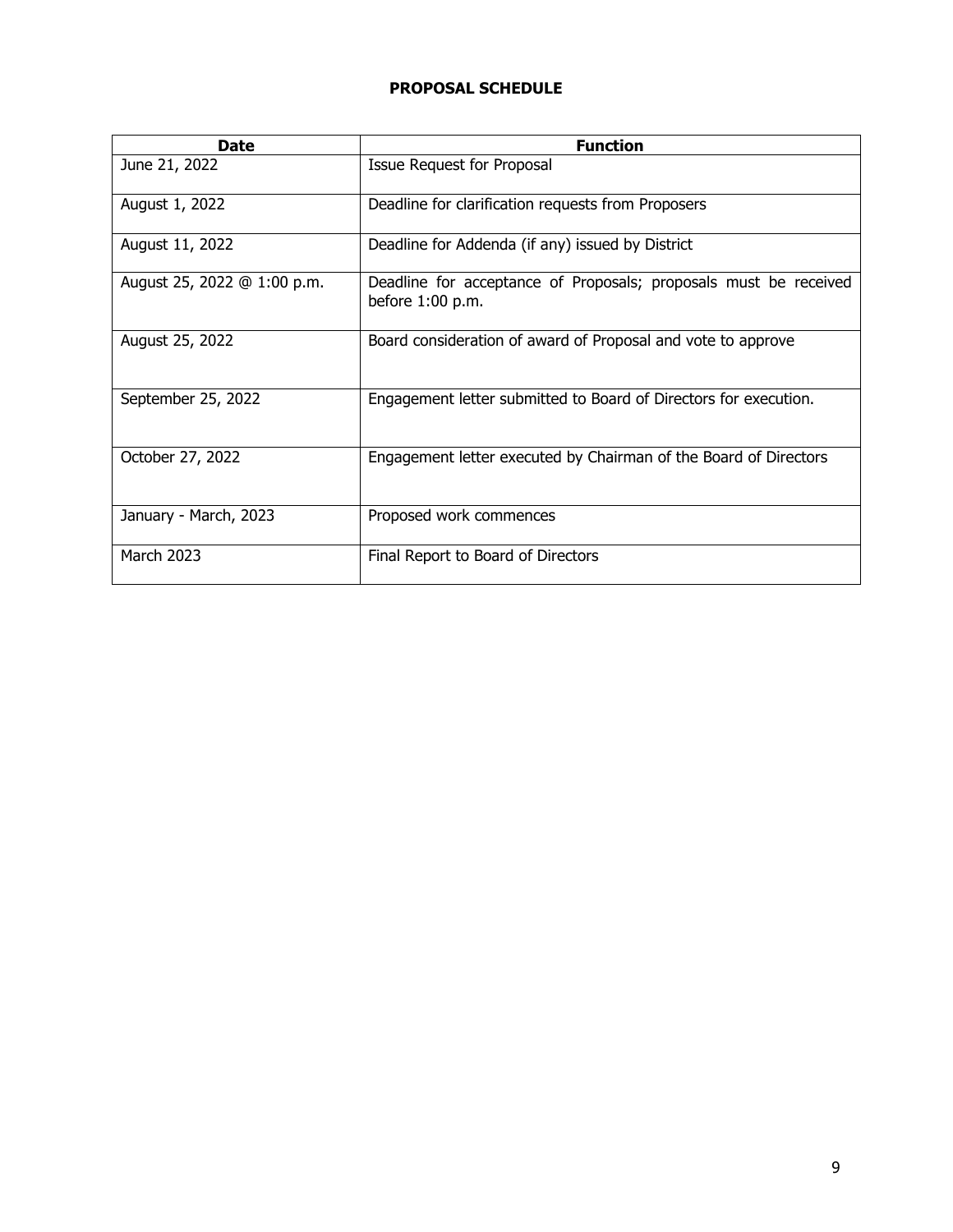**PROPOSAL SCHEDULE**

| Date | Function |
|---|---|
| June 21, 2022 | Issue Request for Proposal |
| August 1, 2022 | Deadline for clarification requests from Proposers |
| August 11, 2022 | Deadline for Addenda (if any) issued by District |
| August 25, 2022 @ 1:00 p.m. | Deadline for acceptance of Proposals; proposals must be received before 1:00 p.m. |
| August 25, 2022 | Board consideration of award of Proposal and vote to approve |
| September 25, 2022 | Engagement letter submitted to Board of Directors for execution. |
| October 27, 2022 | Engagement letter executed by Chairman of the Board of Directors |
| January - March, 2023 | Proposed work commences |
| March 2023 | Final Report to Board of Directors |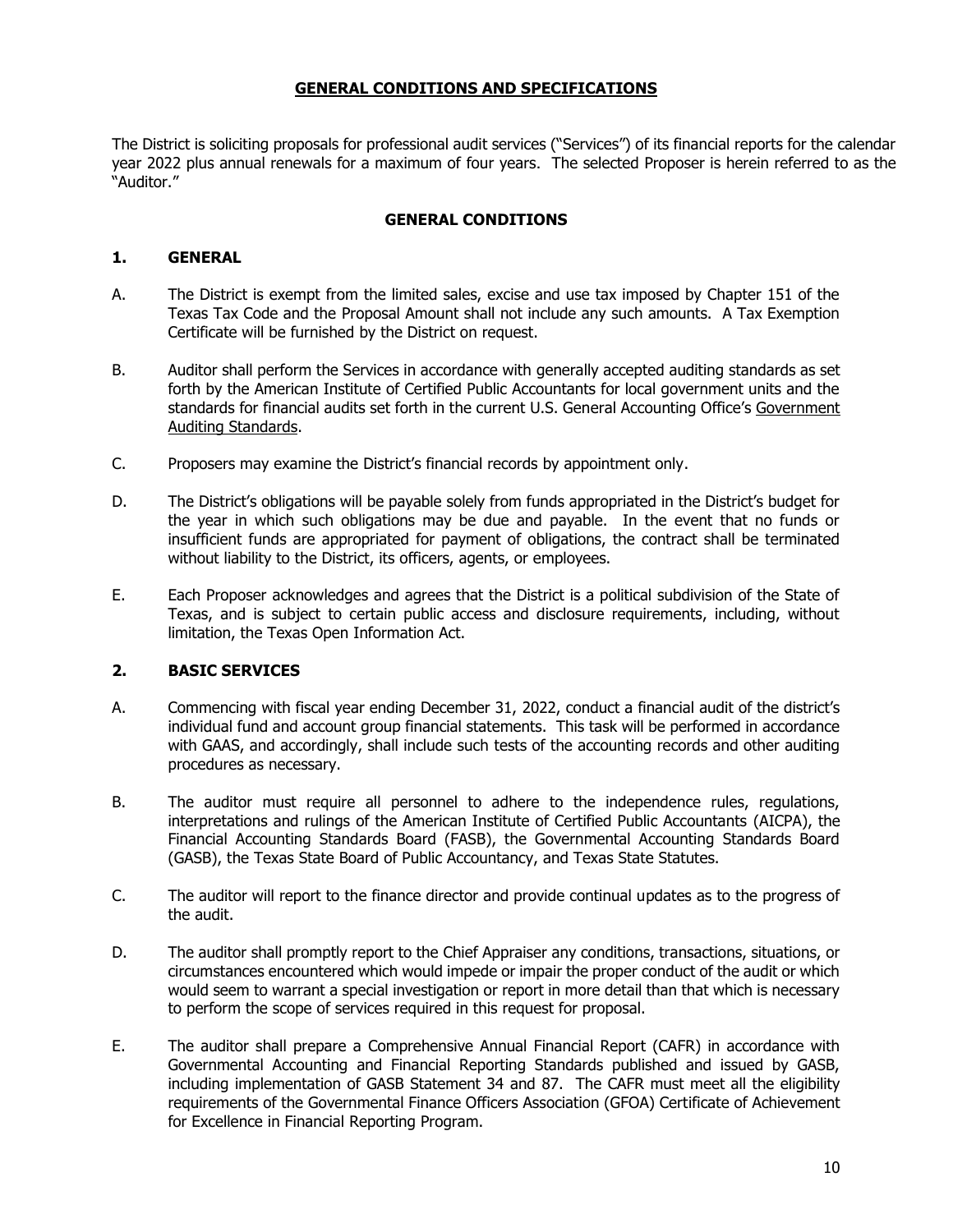# GENERAL CONDITIONS AND SPECIFICATIONS

The District is soliciting proposals for professional audit services ("Services") of its financial reports for the calendar year 2022 plus annual renewals for a maximum of four years. The selected Proposer is herein referred to as the "Auditor."

## GENERAL CONDITIONS

### 1. GENERAL

A. The District is exempt from the limited sales, excise and use tax imposed by Chapter 151 of the Texas Tax Code and the Proposal Amount shall not include any such amounts. A Tax Exemption Certificate will be furnished by the District on request.

B. Auditor shall perform the Services in accordance with generally accepted auditing standards as set forth by the American Institute of Certified Public Accountants for local government units and the standards for financial audits set forth in the current U.S. General Accounting Office's Government Auditing Standards.

C. Proposers may examine the District's financial records by appointment only.

D. The District's obligations will be payable solely from funds appropriated in the District's budget for the year in which such obligations may be due and payable. In the event that no funds or insufficient funds are appropriated for payment of obligations, the contract shall be terminated without liability to the District, its officers, agents, or employees.

E. Each Proposer acknowledges and agrees that the District is a political subdivision of the State of Texas, and is subject to certain public access and disclosure requirements, including, without limitation, the Texas Open Information Act.

### 2. BASIC SERVICES

A. Commencing with fiscal year ending December 31, 2022, conduct a financial audit of the district's individual fund and account group financial statements. This task will be performed in accordance with GAAS, and accordingly, shall include such tests of the accounting records and other auditing procedures as necessary.

B. The auditor must require all personnel to adhere to the independence rules, regulations, interpretations and rulings of the American Institute of Certified Public Accountants (AICPA), the Financial Accounting Standards Board (FASB), the Governmental Accounting Standards Board (GASB), the Texas State Board of Public Accountancy, and Texas State Statutes.

C. The auditor will report to the finance director and provide continual updates as to the progress of the audit.

D. The auditor shall promptly report to the Chief Appraiser any conditions, transactions, situations, or circumstances encountered which would impede or impair the proper conduct of the audit or which would seem to warrant a special investigation or report in more detail than that which is necessary to perform the scope of services required in this request for proposal.

E. The auditor shall prepare a Comprehensive Annual Financial Report (CAFR) in accordance with Governmental Accounting and Financial Reporting Standards published and issued by GASB, including implementation of GASB Statement 34 and 87. The CAFR must meet all the eligibility requirements of the Governmental Finance Officers Association (GFOA) Certificate of Achievement for Excellence in Financial Reporting Program.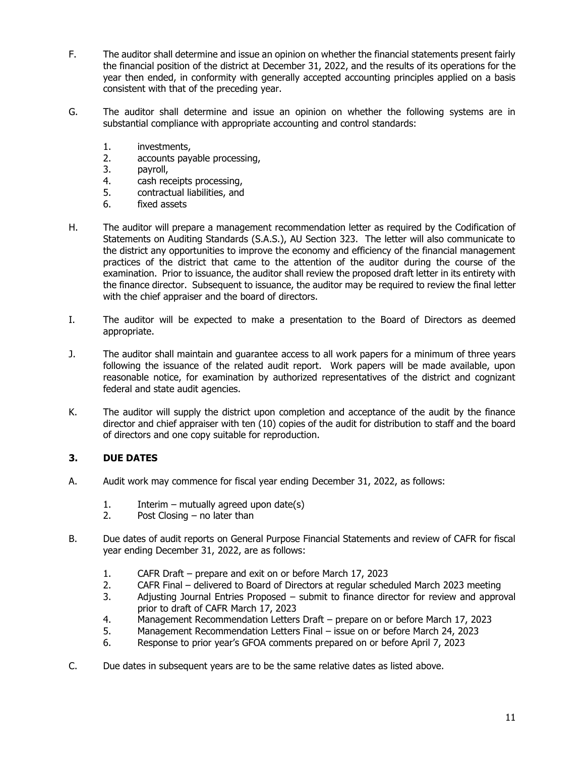F. The auditor shall determine and issue an opinion on whether the financial statements present fairly the financial position of the district at December 31, 2022, and the results of its operations for the year then ended, in conformity with generally accepted accounting principles applied on a basis consistent with that of the preceding year.

G. The auditor shall determine and issue an opinion on whether the following systems are in substantial compliance with appropriate accounting and control standards:

1. investments,
2. accounts payable processing,
3. payroll,
4. cash receipts processing,
5. contractual liabilities, and
6. fixed assets

H. The auditor will prepare a management recommendation letter as required by the Codification of Statements on Auditing Standards (S.A.S.), AU Section 323. The letter will also communicate to the district any opportunities to improve the economy and efficiency of the financial management practices of the district that came to the attention of the auditor during the course of the examination. Prior to issuance, the auditor shall review the proposed draft letter in its entirety with the finance director. Subsequent to issuance, the auditor may be required to review the final letter with the chief appraiser and the board of directors.

I. The auditor will be expected to make a presentation to the Board of Directors as deemed appropriate.

J. The auditor shall maintain and guarantee access to all work papers for a minimum of three years following the issuance of the related audit report. Work papers will be made available, upon reasonable notice, for examination by authorized representatives of the district and cognizant federal and state audit agencies.

K. The auditor will supply the district upon completion and acceptance of the audit by the finance director and chief appraiser with ten (10) copies of the audit for distribution to staff and the board of directors and one copy suitable for reproduction.

## 3. DUE DATES

A. Audit work may commence for fiscal year ending December 31, 2022, as follows:

1. Interim – mutually agreed upon date(s)
2. Post Closing – no later than

B. Due dates of audit reports on General Purpose Financial Statements and review of CAFR for fiscal year ending December 31, 2022, are as follows:

1. CAFR Draft – prepare and exit on or before March 17, 2023
2. CAFR Final – delivered to Board of Directors at regular scheduled March 2023 meeting
3. Adjusting Journal Entries Proposed – submit to finance director for review and approval prior to draft of CAFR March 17, 2023
4. Management Recommendation Letters Draft – prepare on or before March 17, 2023
5. Management Recommendation Letters Final – issue on or before March 24, 2023
6. Response to prior year's GFOA comments prepared on or before April 7, 2023

C. Due dates in subsequent years are to be the same relative dates as listed above.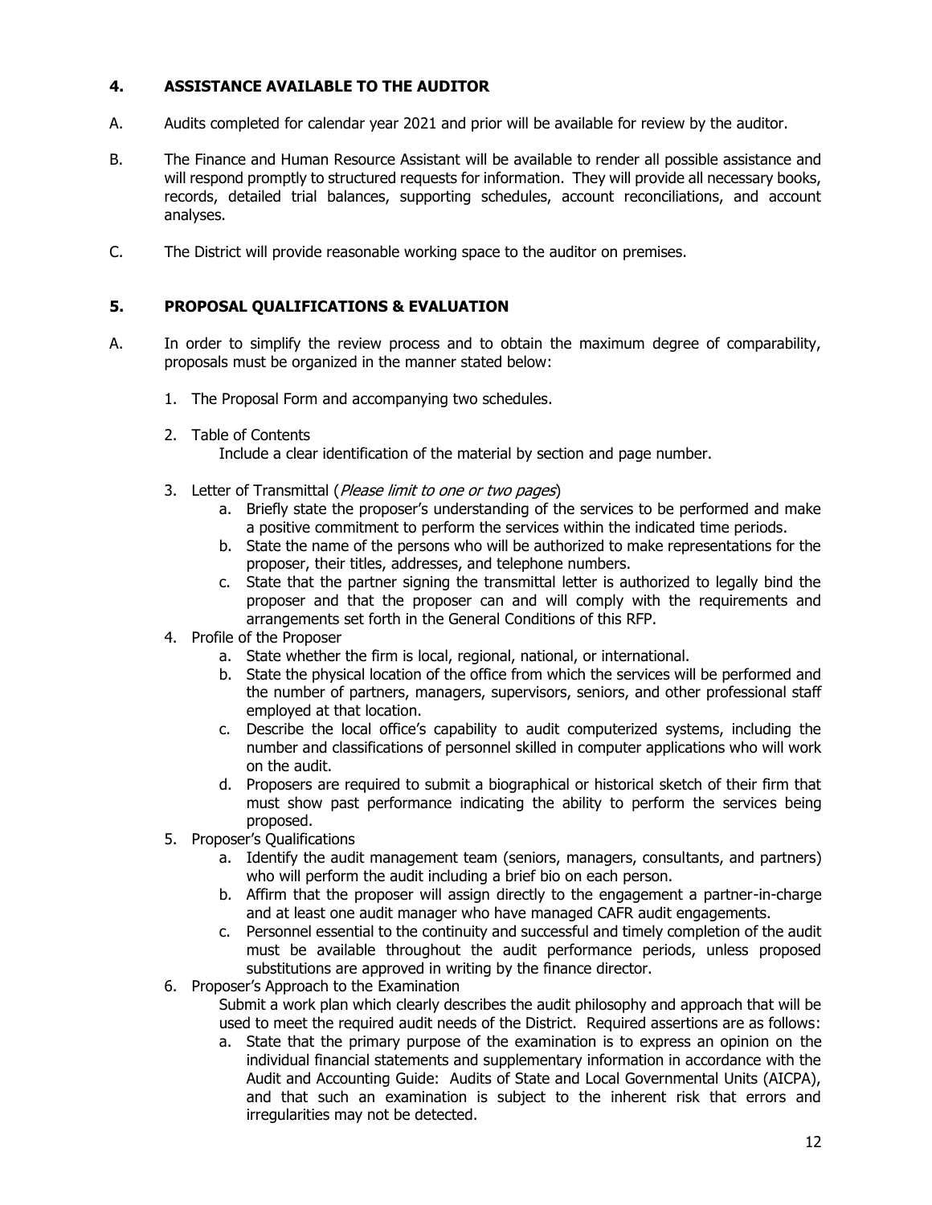## 4. ASSISTANCE AVAILABLE TO THE AUDITOR

A. Audits completed for calendar year 2021 and prior will be available for review by the auditor.

B. The Finance and Human Resource Assistant will be available to render all possible assistance and will respond promptly to structured requests for information. They will provide all necessary books, records, detailed trial balances, supporting schedules, account reconciliations, and account analyses.

C. The District will provide reasonable working space to the auditor on premises.

## 5. PROPOSAL QUALIFICATIONS & EVALUATION

A. In order to simplify the review process and to obtain the maximum degree of comparability, proposals must be organized in the manner stated below:

1. The Proposal Form and accompanying two schedules.
2. Table of Contents
   Include a clear identification of the material by section and page number.
3. Letter of Transmittal (*Please limit to one or two pages*)
   a. Briefly state the proposer's understanding of the services to be performed and make a positive commitment to perform the services within the indicated time periods.
   b. State the name of the persons who will be authorized to make representations for the proposer, their titles, addresses, and telephone numbers.
   c. State that the partner signing the transmittal letter is authorized to legally bind the proposer and that the proposer can and will comply with the requirements and arrangements set forth in the General Conditions of this RFP.
4. Profile of the Proposer
   a. State whether the firm is local, regional, national, or international.
   b. State the physical location of the office from which the services will be performed and the number of partners, managers, supervisors, seniors, and other professional staff employed at that location.
   c. Describe the local office's capability to audit computerized systems, including the number and classifications of personnel skilled in computer applications who will work on the audit.
   d. Proposers are required to submit a biographical or historical sketch of their firm that must show past performance indicating the ability to perform the services being proposed.
5. Proposer's Qualifications
   a. Identify the audit management team (seniors, managers, consultants, and partners) who will perform the audit including a brief bio on each person.
   b. Affirm that the proposer will assign directly to the engagement a partner-in-charge and at least one audit manager who have managed CAFR audit engagements.
   c. Personnel essential to the continuity and successful and timely completion of the audit must be available throughout the audit performance periods, unless proposed substitutions are approved in writing by the finance director.
6. Proposer's Approach to the Examination
   Submit a work plan which clearly describes the audit philosophy and approach that will be used to meet the required audit needs of the District. Required assertions are as follows:
   a. State that the primary purpose of the examination is to express an opinion on the individual financial statements and supplementary information in accordance with the Audit and Accounting Guide: Audits of State and Local Governmental Units (AICPA), and that such an examination is subject to the inherent risk that errors and irregularities may not be detected.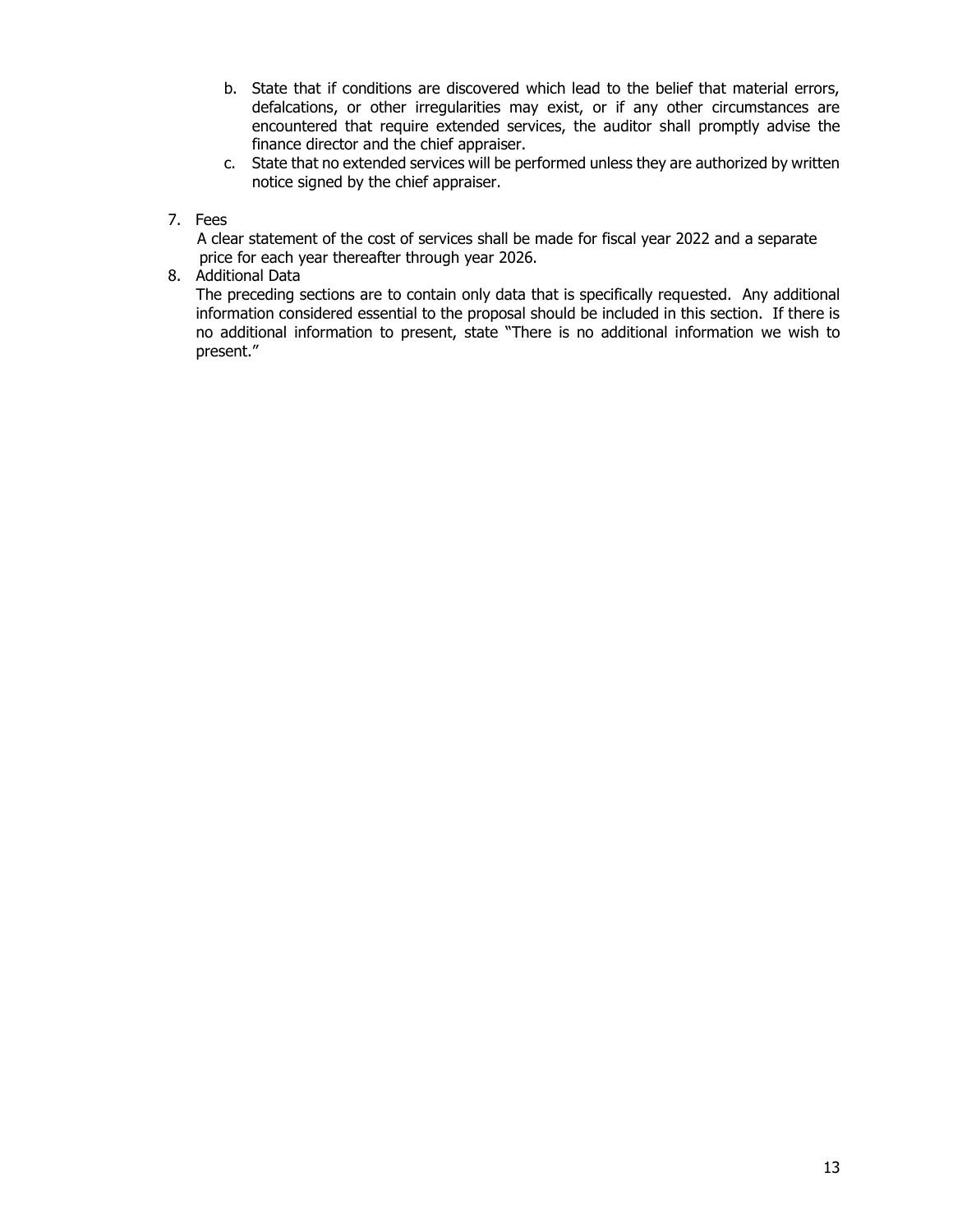b. State that if conditions are discovered which lead to the belief that material errors, defalcations, or other irregularities may exist, or if any other circumstances are encountered that require extended services, the auditor shall promptly advise the finance director and the chief appraiser.
   c. State that no extended services will be performed unless they are authorized by written notice signed by the chief appraiser.

7. Fees

   A clear statement of the cost of services shall be made for fiscal year 2022 and a separate price for each year thereafter through year 2026.

8. Additional Data

   The preceding sections are to contain only data that is specifically requested. Any additional information considered essential to the proposal should be included in this section. If there is no additional information to present, state "There is no additional information we wish to present."